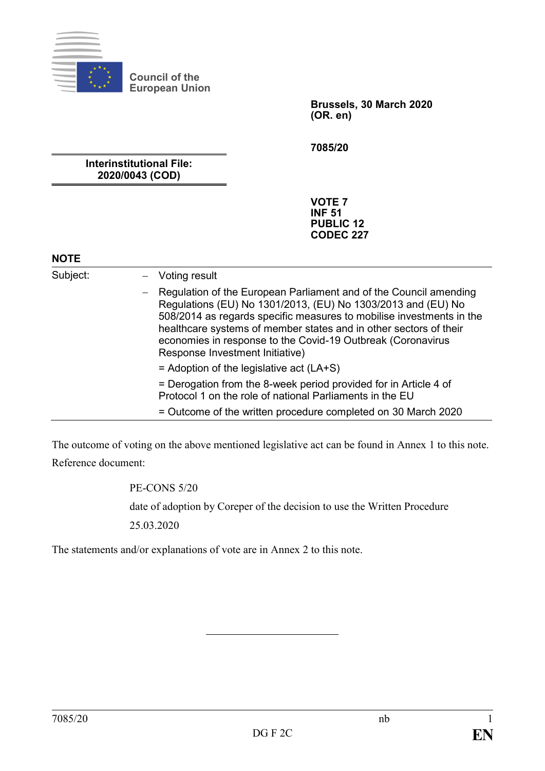Council of the
European Union

**Brussels, 30 March 2020**
**(OR. en)**

**7085/20**

**Interinstitutional File:**
**2020/0043 (COD)**

**VOTE 7**
**INF 51**
**PUBLIC 12**
**CODEC 227**

**NOTE**

| Subject: | – Voting result |
|---|---|
| | – Regulation of the European Parliament and of the Council amending Regulations (EU) No 1301/2013, (EU) No 1303/2013 and (EU) No 508/2014 as regards specific measures to mobilise investments in the healthcare systems of member states and in other sectors of their economies in response to the Covid-19 Outbreak (Coronavirus Response Investment Initiative) |
| | = Adoption of the legislative act (LA+S) |
| | = Derogation from the 8-week period provided for in Article 4 of Protocol 1 on the role of national Parliaments in the EU |
| | = Outcome of the written procedure completed on 30 March 2020 |

The outcome of voting on the above mentioned legislative act can be found in Annex 1 to this note.

Reference document:

PE-CONS 5/20

date of adoption by Coreper of the decision to use the Written Procedure

25.03.2020

The statements and/or explanations of vote are in Annex 2 to this note.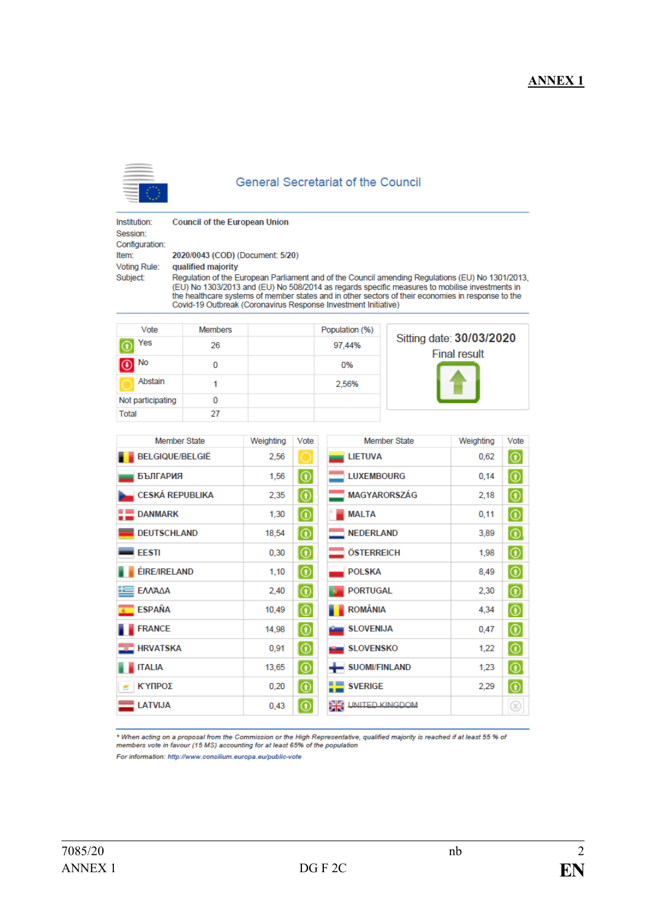**ANNEX 1**

## General Secretariat of the Council

| | |
|---|---|
| Institution: | **Council of the European Union** |
| Session: | |
| Configuration: | |
| Item: | **2020/0043 (COD) (Document: 5/20)** |
| Voting Rule: | **qualified majority** |
| Subject: | Regulation of the European Parliament and of the Council amending Regulations (EU) No 1301/2013, (EU) No 1303/2013 and (EU) No 508/2014 as regards specific measures to mobilise investments in the healthcare systems of member states and in other sectors of their economies in response to the Covid-19 Outbreak (Coronavirus Response Investment Initiative) |

| Vote | Members | | Population (%) |
|---|---|---|---|
| Yes | 26 | | 97,44% |
| No | 0 | | 0% |
| Abstain | 1 | | 2,56% |
| Not participating | 0 | | |
| Total | 27 | | |

Sitting date: **30/03/2020**

Final result

| Member State | Weighting | Vote |
|---|---|---|
| BELGIQUE/BELGIË | 2,56 | Abstain |
| БЪЛГАРИЯ | 1,56 | Yes |
| CESKÁ REPUBLIKA | 2,35 | Yes |
| DANMARK | 1,30 | Yes |
| DEUTSCHLAND | 18,54 | Yes |
| EESTI | 0,30 | Yes |
| ÉIRE/IRELAND | 1,10 | Yes |
| ΕΛΛΑΔΑ | 2,40 | Yes |
| ESPAÑA | 10,49 | Yes |
| FRANCE | 14,98 | Yes |
| HRVATSKA | 0,91 | Yes |
| ITALIA | 13,65 | Yes |
| ΚΥΠΡΟΣ | 0,20 | Yes |
| LATVIJA | 0,43 | Yes |
| LIETUVA | 0,62 | Yes |
| LUXEMBOURG | 0,14 | Yes |
| MAGYARORSZÁG | 2,18 | Yes |
| MALTA | 0,11 | Yes |
| NEDERLAND | 3,89 | Yes |
| ÖSTERREICH | 1,98 | Yes |
| POLSKA | 8,49 | Yes |
| PORTUGAL | 2,30 | Yes |
| ROMÂNIA | 4,34 | Yes |
| SLOVENIJA | 0,47 | Yes |
| SLOVENSKO | 1,22 | Yes |
| SUOMI/FINLAND | 1,23 | Yes |
| SVERIGE | 2,29 | Yes |
| ~~UNITED KINGDOM~~ | | |

*\* When acting on a proposal from the Commission or the High Representative, qualified majority is reached if at least 55 % of members vote in favour (15 MS) accounting for at least 65% of the population*

*For information: http://www.consilium.europa.eu/public-vote*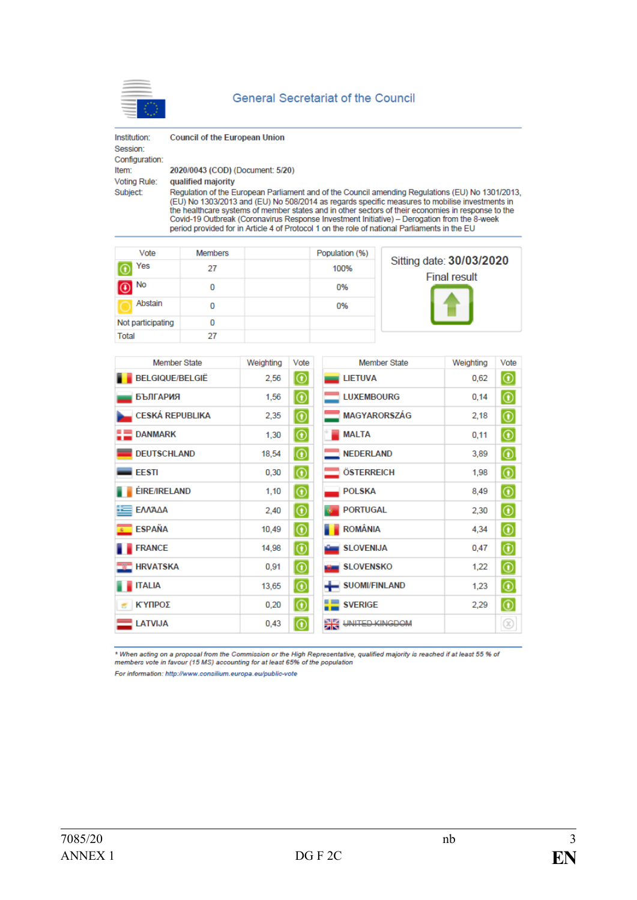General Secretariat of the Council

| | |
|---|---|
| Institution: | **Council of the European Union** |
| Session: | |
| Configuration: | |
| Item: | **2020/0043 (COD) (Document: 5/20)** |
| Voting Rule: | **qualified majority** |
| Subject: | Regulation of the European Parliament and of the Council amending Regulations (EU) No 1301/2013, (EU) No 1303/2013 and (EU) No 508/2014 as regards specific measures to mobilise investments in the healthcare systems of member states and in other sectors of their economies in response to the Covid-19 Outbreak (Coronavirus Response Investment Initiative) – Derogation from the 8-week period provided for in Article 4 of Protocol 1 on the role of national Parliaments in the EU |

| Vote | Members | | Population (%) |
|---|---|---|---|
| Yes | 27 | | 100% |
| No | 0 | | 0% |
| Abstain | 0 | | 0% |
| Not participating | 0 | | |
| Total | 27 | | |

Sitting date: **30/03/2020**

Final result

| Member State | Weighting | Vote | Member State | Weighting | Vote |
|---|---|---|---|---|---|
| **BELGIQUE/BELGIË** | 2,56 | Yes | **LIETUVA** | 0,62 | Yes |
| **БЪЛГАРИЯ** | 1,56 | Yes | **LUXEMBOURG** | 0,14 | Yes |
| **CESKÁ REPUBLIKA** | 2,35 | Yes | **MAGYARORSZÁG** | 2,18 | Yes |
| **DANMARK** | 1,30 | Yes | **MALTA** | 0,11 | Yes |
| **DEUTSCHLAND** | 18,54 | Yes | **NEDERLAND** | 3,89 | Yes |
| **EESTI** | 0,30 | Yes | **ÖSTERREICH** | 1,98 | Yes |
| **ÉIRE/IRELAND** | 1,10 | Yes | **POLSKA** | 8,49 | Yes |
| **ΕΛΛΑΔΑ** | 2,40 | Yes | **PORTUGAL** | 2,30 | Yes |
| **ESPAÑA** | 10,49 | Yes | **ROMÂNIA** | 4,34 | Yes |
| **FRANCE** | 14,98 | Yes | **SLOVENIJA** | 0,47 | Yes |
| **HRVATSKA** | 0,91 | Yes | **SLOVENSKO** | 1,22 | Yes |
| **ITALIA** | 13,65 | Yes | **SUOMI/FINLAND** | 1,23 | Yes |
| **ΚΥΠΡΟΣ** | 0,20 | Yes | **SVERIGE** | 2,29 | Yes |
| **LATVIJA** | 0,43 | Yes | ~~UNITED KINGDOM~~ | | |

*\* When acting on a proposal from the Commission or the High Representative, qualified majority is reached if at least 55 % of members vote in favour (15 MS) accounting for at least 65% of the population*

*For information: http://www.consilium.europa.eu/public-vote*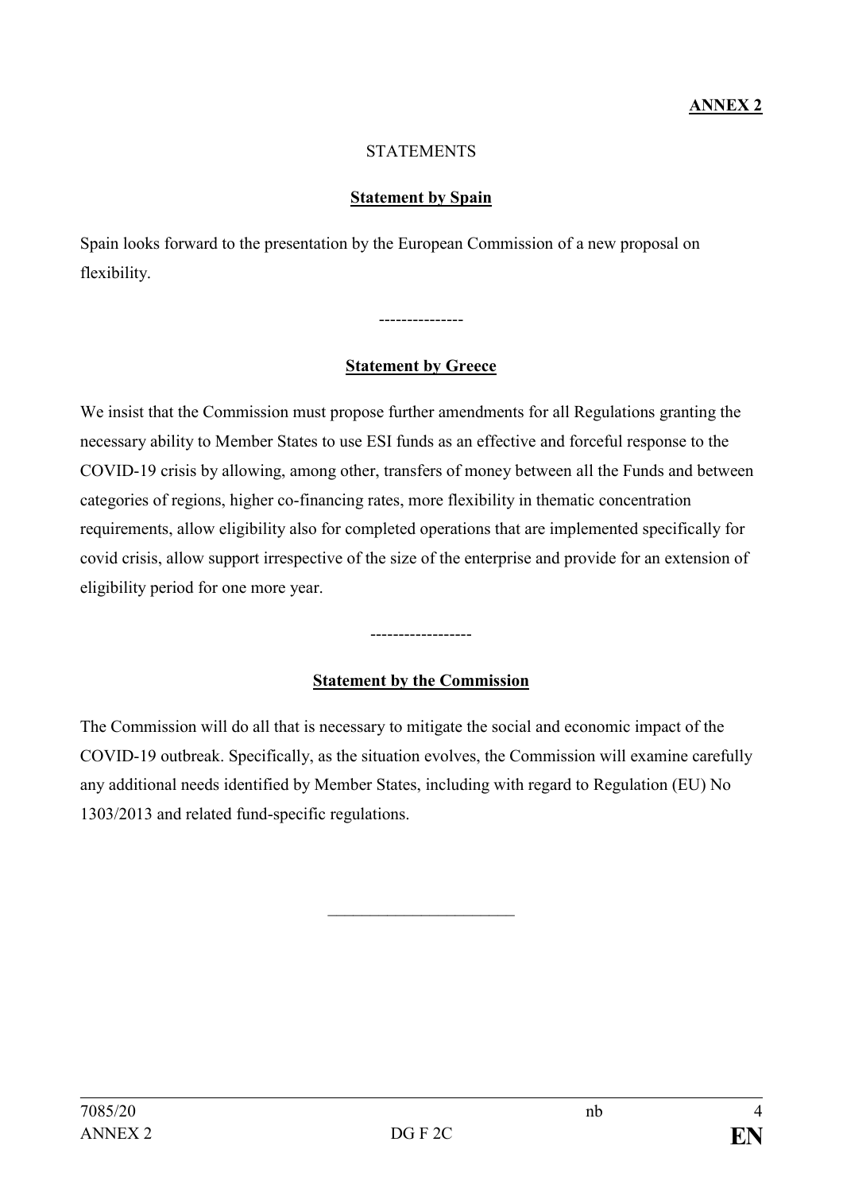**ANNEX 2**

STATEMENTS

**Statement by Spain**

Spain looks forward to the presentation by the European Commission of a new proposal on flexibility.

---------------

**Statement by Greece**

We insist that the Commission must propose further amendments for all Regulations granting the necessary ability to Member States to use ESI funds as an effective and forceful response to the COVID-19 crisis by allowing, among other, transfers of money between all the Funds and between categories of regions, higher co-financing rates, more flexibility in thematic concentration requirements, allow eligibility also for completed operations that are implemented specifically for covid crisis, allow support irrespective of the size of the enterprise and provide for an extension of eligibility period for one more year.

------------------

**Statement by the Commission**

The Commission will do all that is necessary to mitigate the social and economic impact of the COVID-19 outbreak. Specifically, as the situation evolves, the Commission will examine carefully any additional needs identified by Member States, including with regard to Regulation (EU) No 1303/2013 and related fund-specific regulations.